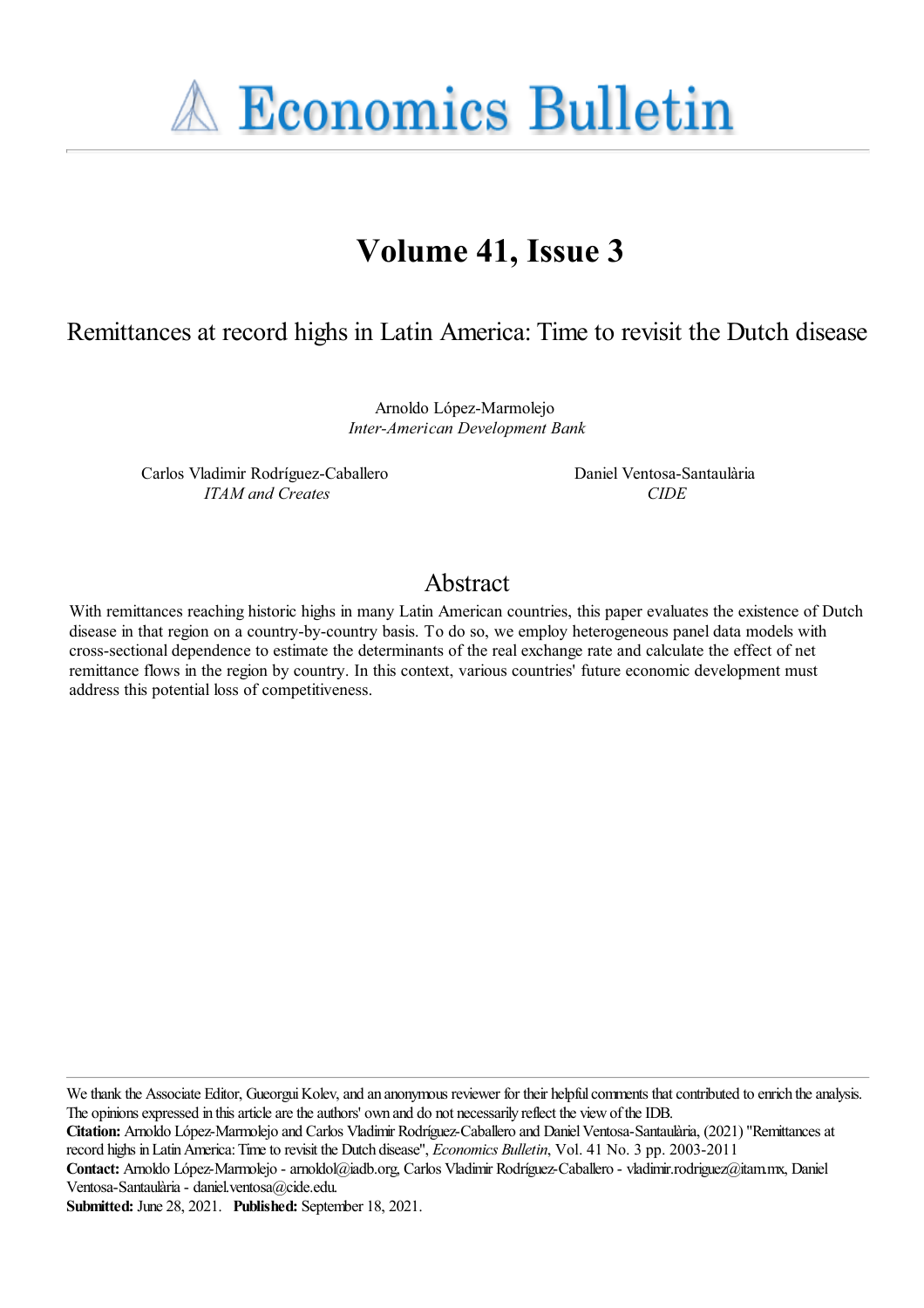# Economics Bulletin

## Volume 41, Issue 3

### Remittances at record highs in Latin America: Time to revisit the Dutch disease

Arnoldo López-Marmolejo
*Inter-American Development Bank*

Carlos Vladimir Rodríguez-Caballero
*ITAM and Creates*

Daniel Ventosa-Santaulària
*CIDE*

## Abstract

With remittances reaching historic highs in many Latin American countries, this paper evaluates the existence of Dutch disease in that region on a country-by-country basis. To do so, we employ heterogeneous panel data models with cross-sectional dependence to estimate the determinants of the real exchange rate and calculate the effect of net remittance flows in the region by country. In this context, various countries' future economic development must address this potential loss of competitiveness.

We thank the Associate Editor, Gueorgui Kolev, and an anonymous reviewer for their helpful comments that contributed to enrich the analysis. The opinions expressed in this article are the authors' own and do not necessarily reflect the view of the IDB.

**Citation:** Arnoldo López-Marmolejo and Carlos Vladimir Rodríguez-Caballero and Daniel Ventosa-Santaulària, (2021) "Remittances at record highs in Latin America: Time to revisit the Dutch disease", *Economics Bulletin*, Vol. 41 No. 3 pp. 2003-2011

**Contact:** Arnoldo López-Marmolejo - arnoldol@iadb.org, Carlos Vladimir Rodríguez-Caballero - vladimir.rodriguez@itam.mx, Daniel Ventosa-Santaulària - daniel.ventosa@cide.edu.

**Submitted:** June 28, 2021. **Published:** September 18, 2021.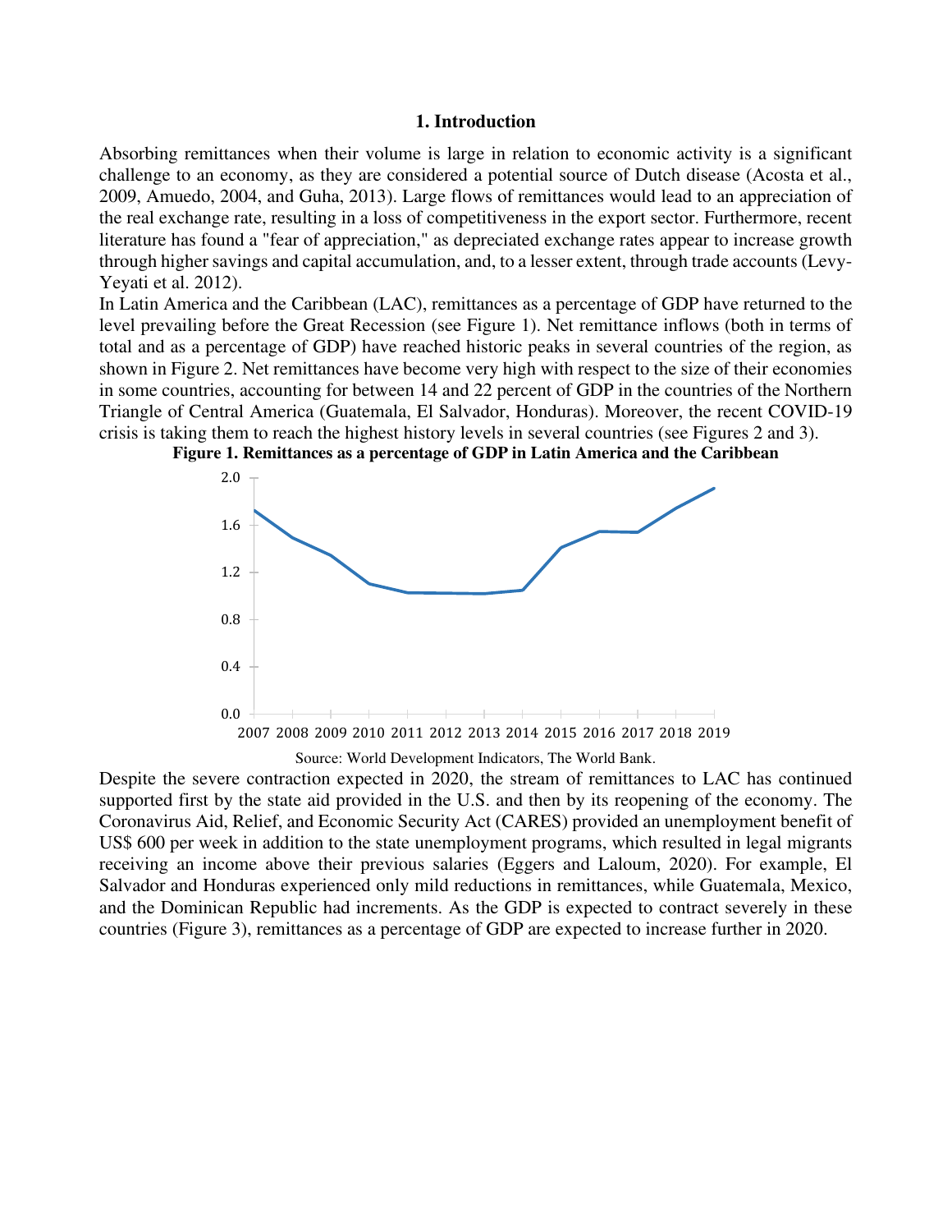## 1. Introduction

Absorbing remittances when their volume is large in relation to economic activity is a significant challenge to an economy, as they are considered a potential source of Dutch disease (Acosta et al., 2009, Amuedo, 2004, and Guha, 2013). Large flows of remittances would lead to an appreciation of the real exchange rate, resulting in a loss of competitiveness in the export sector. Furthermore, recent literature has found a "fear of appreciation," as depreciated exchange rates appear to increase growth through higher savings and capital accumulation, and, to a lesser extent, through trade accounts (Levy-Yeyati et al. 2012).

In Latin America and the Caribbean (LAC), remittances as a percentage of GDP have returned to the level prevailing before the Great Recession (see Figure 1). Net remittance inflows (both in terms of total and as a percentage of GDP) have reached historic peaks in several countries of the region, as shown in Figure 2. Net remittances have become very high with respect to the size of their economies in some countries, accounting for between 14 and 22 percent of GDP in the countries of the Northern Triangle of Central America (Guatemala, El Salvador, Honduras). Moreover, the recent COVID-19 crisis is taking them to reach the highest history levels in several countries (see Figures 2 and 3).

**Figure 1. Remittances as a percentage of GDP in Latin America and the Caribbean**

Source: World Development Indicators, The World Bank.

Despite the severe contraction expected in 2020, the stream of remittances to LAC has continued supported first by the state aid provided in the U.S. and then by its reopening of the economy. The Coronavirus Aid, Relief, and Economic Security Act (CARES) provided an unemployment benefit of US$ 600 per week in addition to the state unemployment programs, which resulted in legal migrants receiving an income above their previous salaries (Eggers and Laloum, 2020). For example, El Salvador and Honduras experienced only mild reductions in remittances, while Guatemala, Mexico, and the Dominican Republic had increments. As the GDP is expected to contract severely in these countries (Figure 3), remittances as a percentage of GDP are expected to increase further in 2020.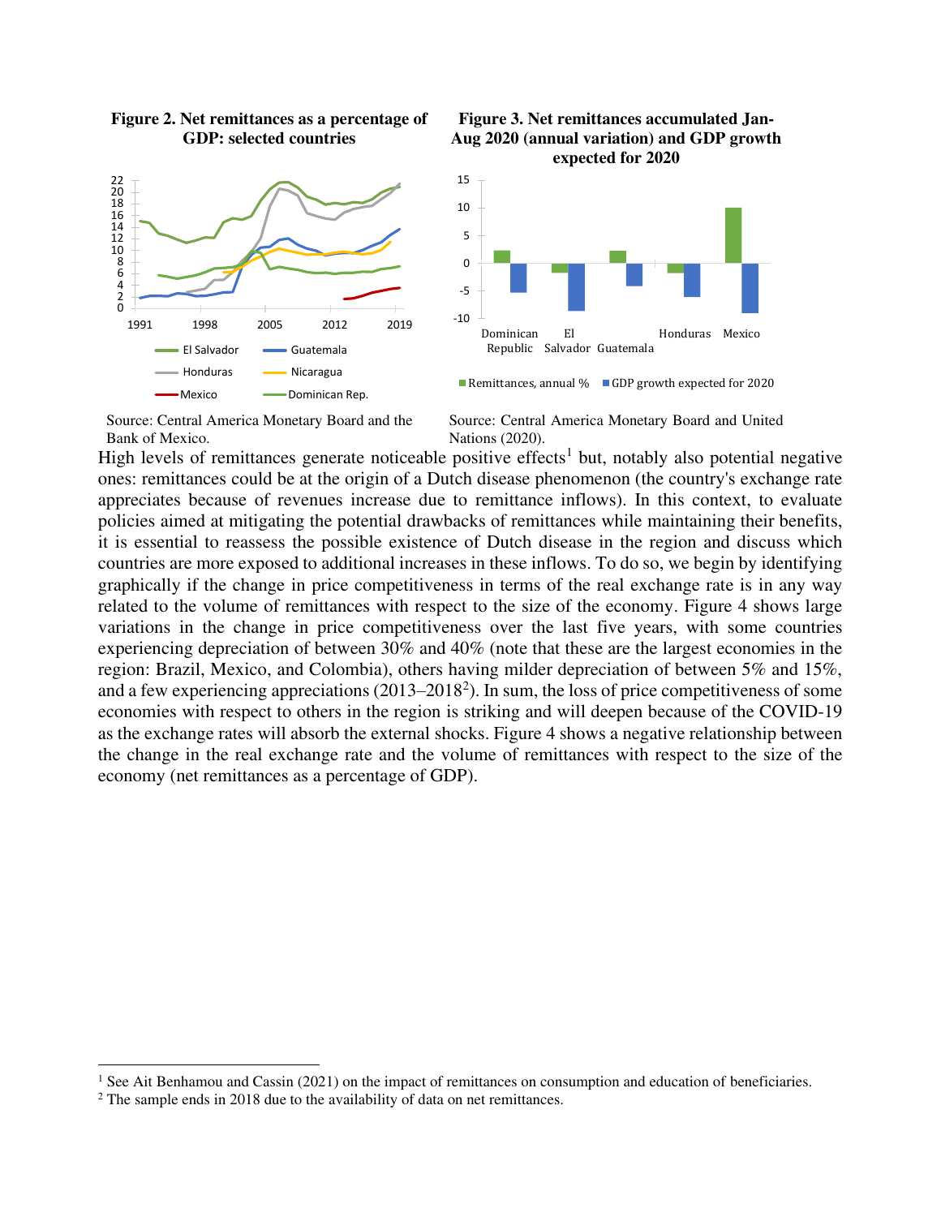**Figure 2. Net remittances as a percentage of GDP: selected countries**

Source: Central America Monetary Board and the Bank of Mexico.

**Figure 3. Net remittances accumulated Jan-Aug 2020 (annual variation) and GDP growth expected for 2020**

Source: Central America Monetary Board and United Nations (2020).

High levels of remittances generate noticeable positive effects[1] but, notably also potential negative ones: remittances could be at the origin of a Dutch disease phenomenon (the country's exchange rate appreciates because of revenues increase due to remittance inflows). In this context, to evaluate policies aimed at mitigating the potential drawbacks of remittances while maintaining their benefits, it is essential to reassess the possible existence of Dutch disease in the region and discuss which countries are more exposed to additional increases in these inflows. To do so, we begin by identifying graphically if the change in price competitiveness in terms of the real exchange rate is in any way related to the volume of remittances with respect to the size of the economy. Figure 4 shows large variations in the change in price competitiveness over the last five years, with some countries experiencing depreciation of between 30% and 40% (note that these are the largest economies in the region: Brazil, Mexico, and Colombia), others having milder depreciation of between 5% and 15%, and a few experiencing appreciations (2013–2018[2]). In sum, the loss of price competitiveness of some economies with respect to others in the region is striking and will deepen because of the COVID-19 as the exchange rates will absorb the external shocks. Figure 4 shows a negative relationship between the change in the real exchange rate and the volume of remittances with respect to the size of the economy (net remittances as a percentage of GDP).

[1] See Ait Benhamou and Cassin (2021) on the impact of remittances on consumption and education of beneficiaries.

[2] The sample ends in 2018 due to the availability of data on net remittances.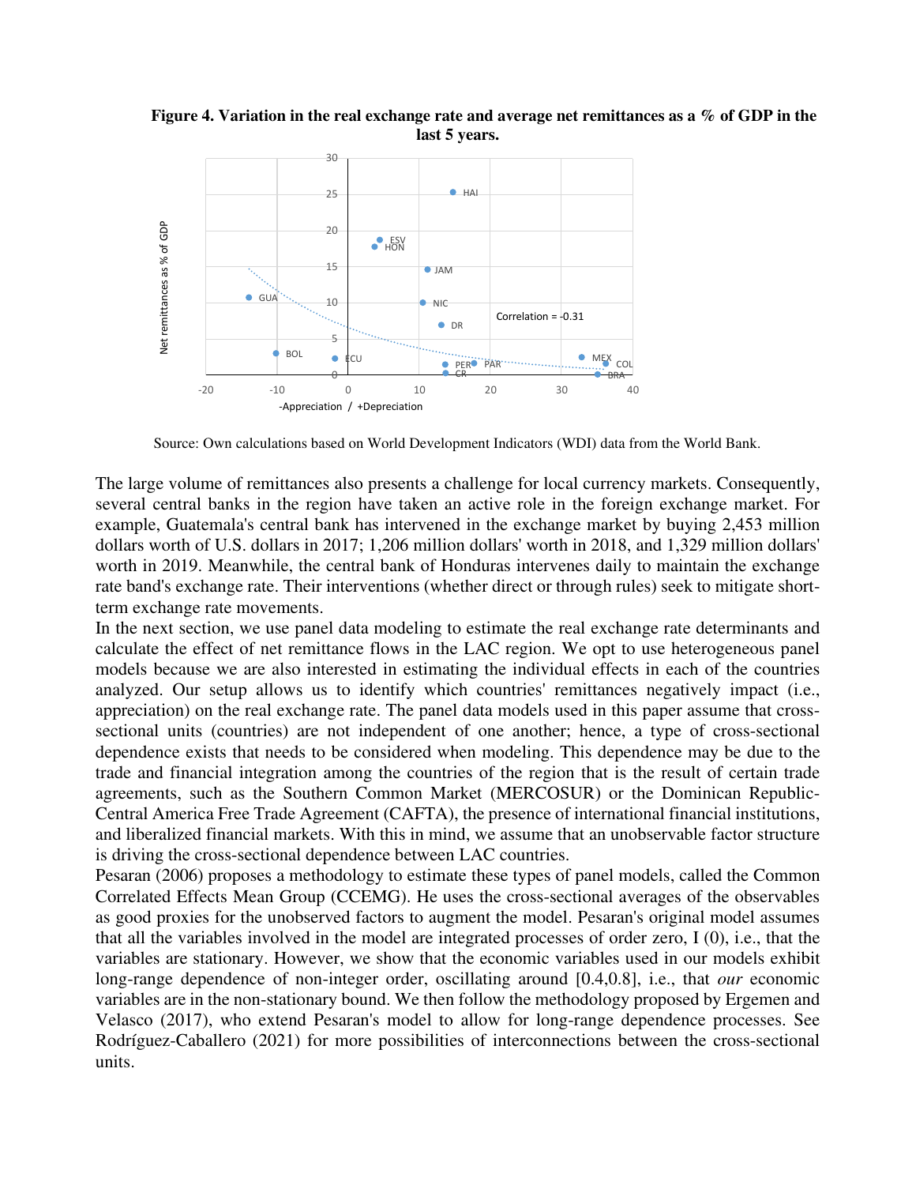**Figure 4. Variation in the real exchange rate and average net remittances as a % of GDP in the last 5 years.**

Source: Own calculations based on World Development Indicators (WDI) data from the World Bank.

The large volume of remittances also presents a challenge for local currency markets. Consequently, several central banks in the region have taken an active role in the foreign exchange market. For example, Guatemala's central bank has intervened in the exchange market by buying 2,453 million dollars worth of U.S. dollars in 2017; 1,206 million dollars' worth in 2018, and 1,329 million dollars' worth in 2019. Meanwhile, the central bank of Honduras intervenes daily to maintain the exchange rate band's exchange rate. Their interventions (whether direct or through rules) seek to mitigate short-term exchange rate movements.

In the next section, we use panel data modeling to estimate the real exchange rate determinants and calculate the effect of net remittance flows in the LAC region. We opt to use heterogeneous panel models because we are also interested in estimating the individual effects in each of the countries analyzed. Our setup allows us to identify which countries' remittances negatively impact (i.e., appreciation) on the real exchange rate. The panel data models used in this paper assume that cross-sectional units (countries) are not independent of one another; hence, a type of cross-sectional dependence exists that needs to be considered when modeling. This dependence may be due to the trade and financial integration among the countries of the region that is the result of certain trade agreements, such as the Southern Common Market (MERCOSUR) or the Dominican Republic-Central America Free Trade Agreement (CAFTA), the presence of international financial institutions, and liberalized financial markets. With this in mind, we assume that an unobservable factor structure is driving the cross-sectional dependence between LAC countries.

Pesaran (2006) proposes a methodology to estimate these types of panel models, called the Common Correlated Effects Mean Group (CCEMG). He uses the cross-sectional averages of the observables as good proxies for the unobserved factors to augment the model. Pesaran's original model assumes that all the variables involved in the model are integrated processes of order zero, I (0), i.e., that the variables are stationary. However, we show that the economic variables used in our models exhibit long-range dependence of non-integer order, oscillating around [0.4,0.8], i.e., that *our* economic variables are in the non-stationary bound. We then follow the methodology proposed by Ergemen and Velasco (2017), who extend Pesaran's model to allow for long-range dependence processes. See Rodríguez-Caballero (2021) for more possibilities of interconnections between the cross-sectional units.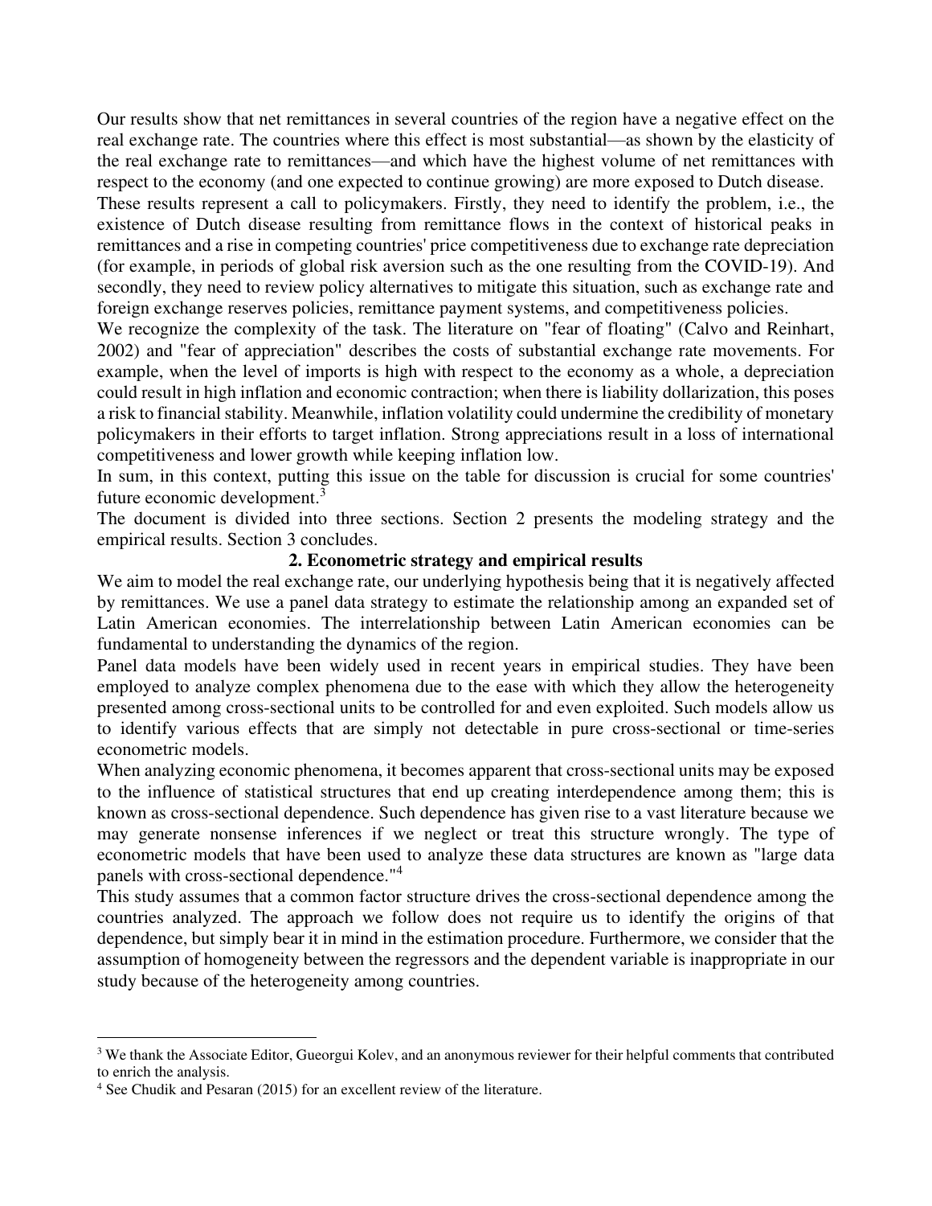Our results show that net remittances in several countries of the region have a negative effect on the real exchange rate. The countries where this effect is most substantial—as shown by the elasticity of the real exchange rate to remittances—and which have the highest volume of net remittances with respect to the economy (and one expected to continue growing) are more exposed to Dutch disease.

These results represent a call to policymakers. Firstly, they need to identify the problem, i.e., the existence of Dutch disease resulting from remittance flows in the context of historical peaks in remittances and a rise in competing countries' price competitiveness due to exchange rate depreciation (for example, in periods of global risk aversion such as the one resulting from the COVID-19). And secondly, they need to review policy alternatives to mitigate this situation, such as exchange rate and foreign exchange reserves policies, remittance payment systems, and competitiveness policies.

We recognize the complexity of the task. The literature on "fear of floating" (Calvo and Reinhart, 2002) and "fear of appreciation" describes the costs of substantial exchange rate movements. For example, when the level of imports is high with respect to the economy as a whole, a depreciation could result in high inflation and economic contraction; when there is liability dollarization, this poses a risk to financial stability. Meanwhile, inflation volatility could undermine the credibility of monetary policymakers in their efforts to target inflation. Strong appreciations result in a loss of international competitiveness and lower growth while keeping inflation low.

In sum, in this context, putting this issue on the table for discussion is crucial for some countries' future economic development.[3]

The document is divided into three sections. Section 2 presents the modeling strategy and the empirical results. Section 3 concludes.

## 2. Econometric strategy and empirical results

We aim to model the real exchange rate, our underlying hypothesis being that it is negatively affected by remittances. We use a panel data strategy to estimate the relationship among an expanded set of Latin American economies. The interrelationship between Latin American economies can be fundamental to understanding the dynamics of the region.

Panel data models have been widely used in recent years in empirical studies. They have been employed to analyze complex phenomena due to the ease with which they allow the heterogeneity presented among cross-sectional units to be controlled for and even exploited. Such models allow us to identify various effects that are simply not detectable in pure cross-sectional or time-series econometric models.

When analyzing economic phenomena, it becomes apparent that cross-sectional units may be exposed to the influence of statistical structures that end up creating interdependence among them; this is known as cross-sectional dependence. Such dependence has given rise to a vast literature because we may generate nonsense inferences if we neglect or treat this structure wrongly. The type of econometric models that have been used to analyze these data structures are known as "large data panels with cross-sectional dependence."[4]

This study assumes that a common factor structure drives the cross-sectional dependence among the countries analyzed. The approach we follow does not require us to identify the origins of that dependence, but simply bear it in mind in the estimation procedure. Furthermore, we consider that the assumption of homogeneity between the regressors and the dependent variable is inappropriate in our study because of the heterogeneity among countries.

---

[3] We thank the Associate Editor, Gueorgui Kolev, and an anonymous reviewer for their helpful comments that contributed to enrich the analysis.

[4] See Chudik and Pesaran (2015) for an excellent review of the literature.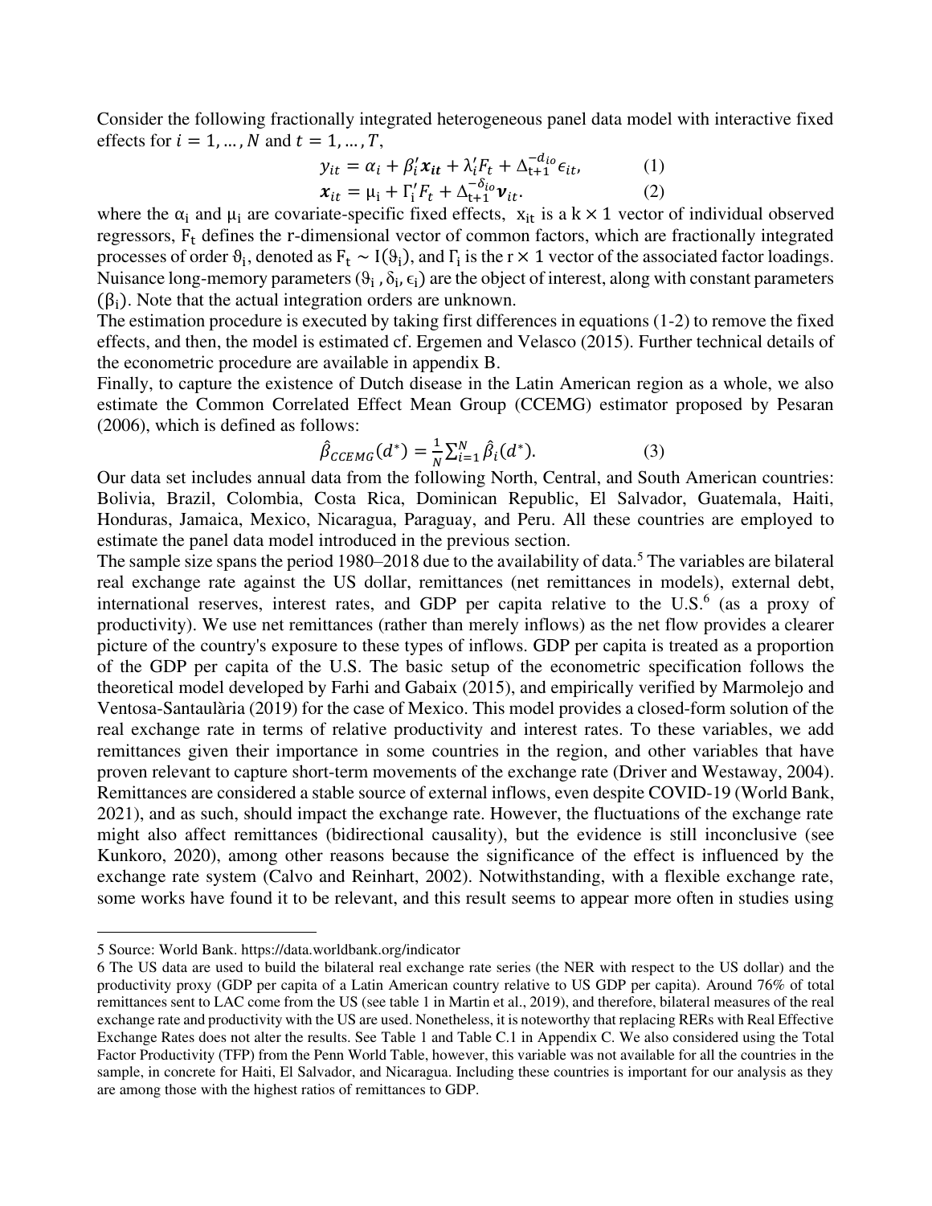Consider the following fractionally integrated heterogeneous panel data model with interactive fixed effects for $i = 1, \dots, N$ and $t = 1, \dots, T$,

$$y_{it} = \alpha_i + \beta_i' \boldsymbol{x}_{it} + \lambda_i' F_t + \Delta_{t+1}^{-d_{io}} \epsilon_{it}, \qquad (1)$$

$$\boldsymbol{x}_{it} = \mu_i + \Gamma_i' F_t + \Delta_{t+1}^{-\delta_{io}} \boldsymbol{\nu}_{it}. \qquad (2)$$

where the $\alpha_i$ and $\mu_i$ are covariate-specific fixed effects, $x_{it}$ is a $k \times 1$ vector of individual observed regressors, $F_t$ defines the r-dimensional vector of common factors, which are fractionally integrated processes of order $\vartheta_i$, denoted as $F_t \sim I(\vartheta_i)$, and $\Gamma_i$ is the $r \times 1$ vector of the associated factor loadings. Nuisance long-memory parameters ($\vartheta_i$ , $\delta_i$, $\epsilon_i$) are the object of interest, along with constant parameters ($\beta_i$). Note that the actual integration orders are unknown.

The estimation procedure is executed by taking first differences in equations (1-2) to remove the fixed effects, and then, the model is estimated cf. Ergemen and Velasco (2015). Further technical details of the econometric procedure are available in appendix B.

Finally, to capture the existence of Dutch disease in the Latin American region as a whole, we also estimate the Common Correlated Effect Mean Group (CCEMG) estimator proposed by Pesaran (2006), which is defined as follows:

$$\hat{\beta}_{CCEMG}(d^*) = \frac{1}{N} \sum_{i=1}^{N} \hat{\beta}_i(d^*). \qquad (3)$$

Our data set includes annual data from the following North, Central, and South American countries: Bolivia, Brazil, Colombia, Costa Rica, Dominican Republic, El Salvador, Guatemala, Haiti, Honduras, Jamaica, Mexico, Nicaragua, Paraguay, and Peru. All these countries are employed to estimate the panel data model introduced in the previous section.

The sample size spans the period 1980–2018 due to the availability of data.[5] The variables are bilateral real exchange rate against the US dollar, remittances (net remittances in models), external debt, international reserves, interest rates, and GDP per capita relative to the U.S.[6] (as a proxy of productivity). We use net remittances (rather than merely inflows) as the net flow provides a clearer picture of the country's exposure to these types of inflows. GDP per capita is treated as a proportion of the GDP per capita of the U.S. The basic setup of the econometric specification follows the theoretical model developed by Farhi and Gabaix (2015), and empirically verified by Marmolejo and Ventosa-Santaulària (2019) for the case of Mexico. This model provides a closed-form solution of the real exchange rate in terms of relative productivity and interest rates. To these variables, we add remittances given their importance in some countries in the region, and other variables that have proven relevant to capture short-term movements of the exchange rate (Driver and Westaway, 2004). Remittances are considered a stable source of external inflows, even despite COVID-19 (World Bank, 2021), and as such, should impact the exchange rate. However, the fluctuations of the exchange rate might also affect remittances (bidirectional causality), but the evidence is still inconclusive (see Kunkoro, 2020), among other reasons because the significance of the effect is influenced by the exchange rate system (Calvo and Reinhart, 2002). Notwithstanding, with a flexible exchange rate, some works have found it to be relevant, and this result seems to appear more often in studies using

---

5 Source: World Bank. https://data.worldbank.org/indicator

6 The US data are used to build the bilateral real exchange rate series (the NER with respect to the US dollar) and the productivity proxy (GDP per capita of a Latin American country relative to US GDP per capita). Around 76% of total remittances sent to LAC come from the US (see table 1 in Martin et al., 2019), and therefore, bilateral measures of the real exchange rate and productivity with the US are used. Nonetheless, it is noteworthy that replacing RERs with Real Effective Exchange Rates does not alter the results. See Table 1 and Table C.1 in Appendix C. We also considered using the Total Factor Productivity (TFP) from the Penn World Table, however, this variable was not available for all the countries in the sample, in concrete for Haiti, El Salvador, and Nicaragua. Including these countries is important for our analysis as they are among those with the highest ratios of remittances to GDP.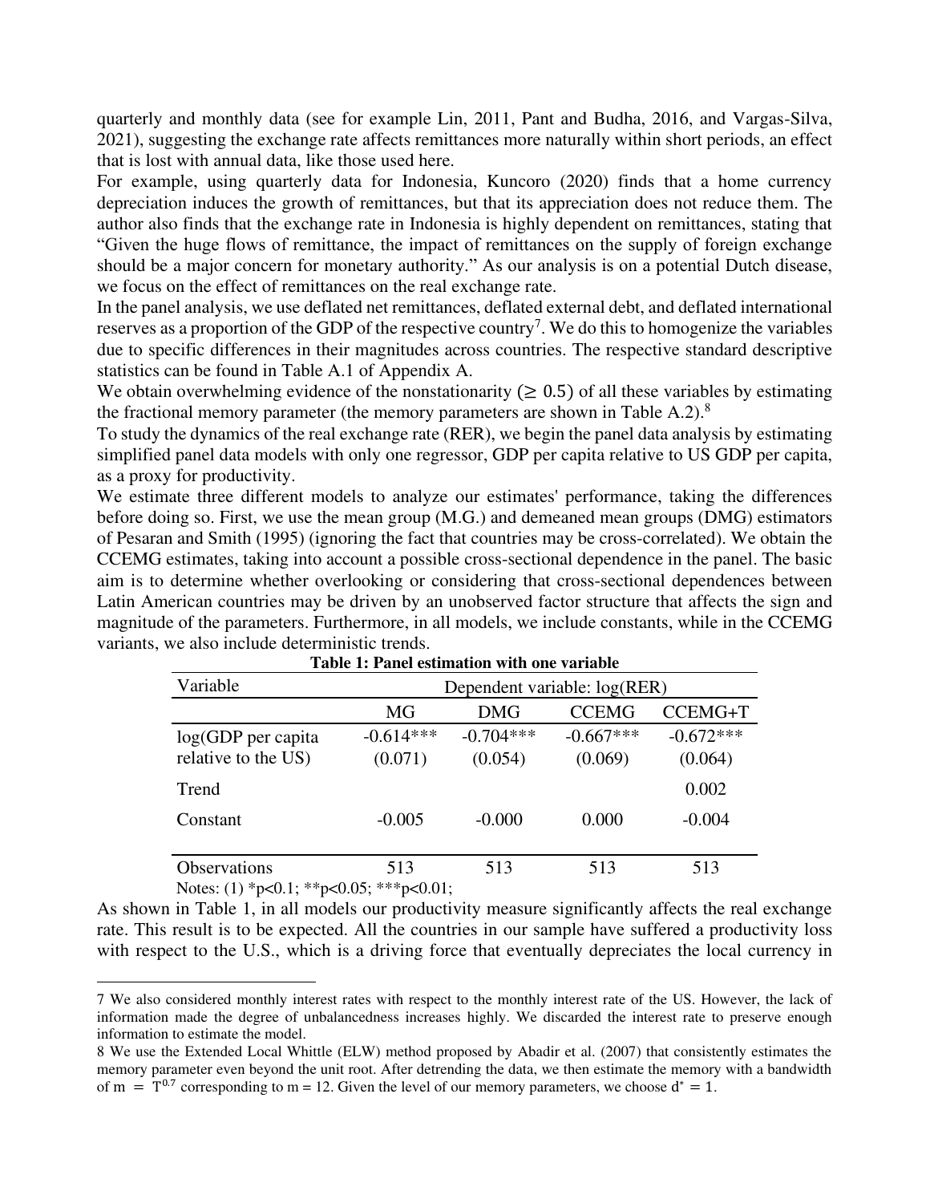quarterly and monthly data (see for example Lin, 2011, Pant and Budha, 2016, and Vargas-Silva, 2021), suggesting the exchange rate affects remittances more naturally within short periods, an effect that is lost with annual data, like those used here.

For example, using quarterly data for Indonesia, Kuncoro (2020) finds that a home currency depreciation induces the growth of remittances, but that its appreciation does not reduce them. The author also finds that the exchange rate in Indonesia is highly dependent on remittances, stating that "Given the huge flows of remittance, the impact of remittances on the supply of foreign exchange should be a major concern for monetary authority." As our analysis is on a potential Dutch disease, we focus on the effect of remittances on the real exchange rate.

In the panel analysis, we use deflated net remittances, deflated external debt, and deflated international reserves as a proportion of the GDP of the respective country[7]. We do this to homogenize the variables due to specific differences in their magnitudes across countries. The respective standard descriptive statistics can be found in Table A.1 of Appendix A.

We obtain overwhelming evidence of the nonstationarity ($\geq 0.5$) of all these variables by estimating the fractional memory parameter (the memory parameters are shown in Table A.2).[8]

To study the dynamics of the real exchange rate (RER), we begin the panel data analysis by estimating simplified panel data models with only one regressor, GDP per capita relative to US GDP per capita, as a proxy for productivity.

We estimate three different models to analyze our estimates' performance, taking the differences before doing so. First, we use the mean group (M.G.) and demeaned mean groups (DMG) estimators of Pesaran and Smith (1995) (ignoring the fact that countries may be cross-correlated). We obtain the CCEMG estimates, taking into account a possible cross-sectional dependence in the panel. The basic aim is to determine whether overlooking or considering that cross-sectional dependences between Latin American countries may be driven by an unobserved factor structure that affects the sign and magnitude of the parameters. Furthermore, in all models, we include constants, while in the CCEMG variants, we also include deterministic trends.

**Table 1: Panel estimation with one variable**

| Variable | Dependent variable: log(RER) | | | |
|---|---|---|---|---|
| | MG | DMG | CCEMG | CCEMG+T |
| log(GDP per capita relative to the US) | -0.614*** (0.071) | -0.704*** (0.054) | -0.667*** (0.069) | -0.672*** (0.064) |
| Trend | | | | 0.002 |
| Constant | -0.005 | -0.000 | 0.000 | -0.004 |
| Observations | 513 | 513 | 513 | 513 |

Notes: (1) *p<0.1; **p<0.05; ***p<0.01;

As shown in Table 1, in all models our productivity measure significantly affects the real exchange rate. This result is to be expected. All the countries in our sample have suffered a productivity loss with respect to the U.S., which is a driving force that eventually depreciates the local currency in

7 We also considered monthly interest rates with respect to the monthly interest rate of the US. However, the lack of information made the degree of unbalancedness increases highly. We discarded the interest rate to preserve enough information to estimate the model.

8 We use the Extended Local Whittle (ELW) method proposed by Abadir et al. (2007) that consistently estimates the memory parameter even beyond the unit root. After detrending the data, we then estimate the memory with a bandwidth of $m = T^{0.7}$ corresponding to m = 12. Given the level of our memory parameters, we choose $d^* = 1$.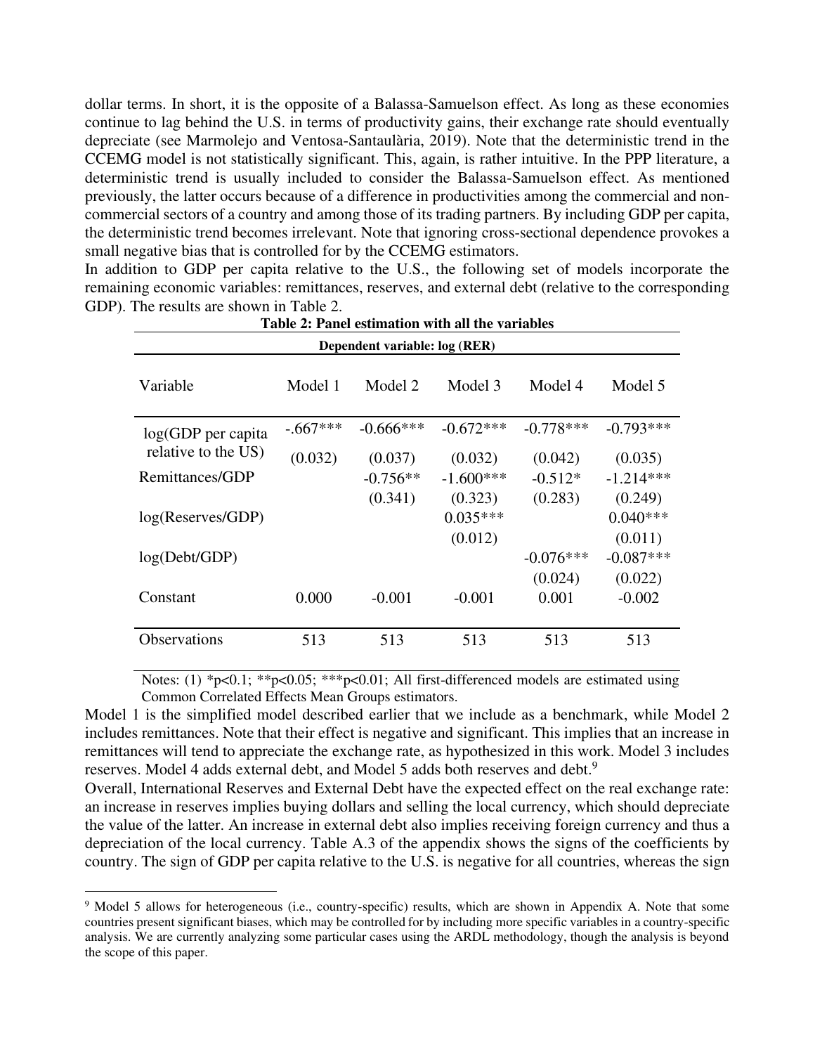dollar terms. In short, it is the opposite of a Balassa-Samuelson effect. As long as these economies continue to lag behind the U.S. in terms of productivity gains, their exchange rate should eventually depreciate (see Marmolejo and Ventosa-Santaulària, 2019). Note that the deterministic trend in the CCEMG model is not statistically significant. This, again, is rather intuitive. In the PPP literature, a deterministic trend is usually included to consider the Balassa-Samuelson effect. As mentioned previously, the latter occurs because of a difference in productivities among the commercial and non-commercial sectors of a country and among those of its trading partners. By including GDP per capita, the deterministic trend becomes irrelevant. Note that ignoring cross-sectional dependence provokes a small negative bias that is controlled for by the CCEMG estimators.

In addition to GDP per capita relative to the U.S., the following set of models incorporate the remaining economic variables: remittances, reserves, and external debt (relative to the corresponding GDP). The results are shown in Table 2.

**Table 2: Panel estimation with all the variables**

| **Dependent variable: log (RER)** | | | | | |
|---|---|---|---|---|---|
| Variable | Model 1 | Model 2 | Model 3 | Model 4 | Model 5 |
| log(GDP per capita relative to the US) | -.667*** | -0.666*** | -0.672*** | -0.778*** | -0.793*** |
| | (0.032) | (0.037) | (0.032) | (0.042) | (0.035) |
| Remittances/GDP | | -0.756** | -1.600*** | -0.512* | -1.214*** |
| | | (0.341) | (0.323) | (0.283) | (0.249) |
| log(Reserves/GDP) | | | 0.035*** | | 0.040*** |
| | | | (0.012) | | (0.011) |
| log(Debt/GDP) | | | | -0.076*** | -0.087*** |
| | | | | (0.024) | (0.022) |
| Constant | 0.000 | -0.001 | -0.001 | 0.001 | -0.002 |
| Observations | 513 | 513 | 513 | 513 | 513 |

Notes: (1) *p<0.1; **p<0.05; ***p<0.01; All first-differenced models are estimated using Common Correlated Effects Mean Groups estimators.

Model 1 is the simplified model described earlier that we include as a benchmark, while Model 2 includes remittances. Note that their effect is negative and significant. This implies that an increase in remittances will tend to appreciate the exchange rate, as hypothesized in this work. Model 3 includes reserves. Model 4 adds external debt, and Model 5 adds both reserves and debt.[9]

Overall, International Reserves and External Debt have the expected effect on the real exchange rate: an increase in reserves implies buying dollars and selling the local currency, which should depreciate the value of the latter. An increase in external debt also implies receiving foreign currency and thus a depreciation of the local currency. Table A.3 of the appendix shows the signs of the coefficients by country. The sign of GDP per capita relative to the U.S. is negative for all countries, whereas the sign

[9] Model 5 allows for heterogeneous (i.e., country-specific) results, which are shown in Appendix A. Note that some countries present significant biases, which may be controlled for by including more specific variables in a country-specific analysis. We are currently analyzing some particular cases using the ARDL methodology, though the analysis is beyond the scope of this paper.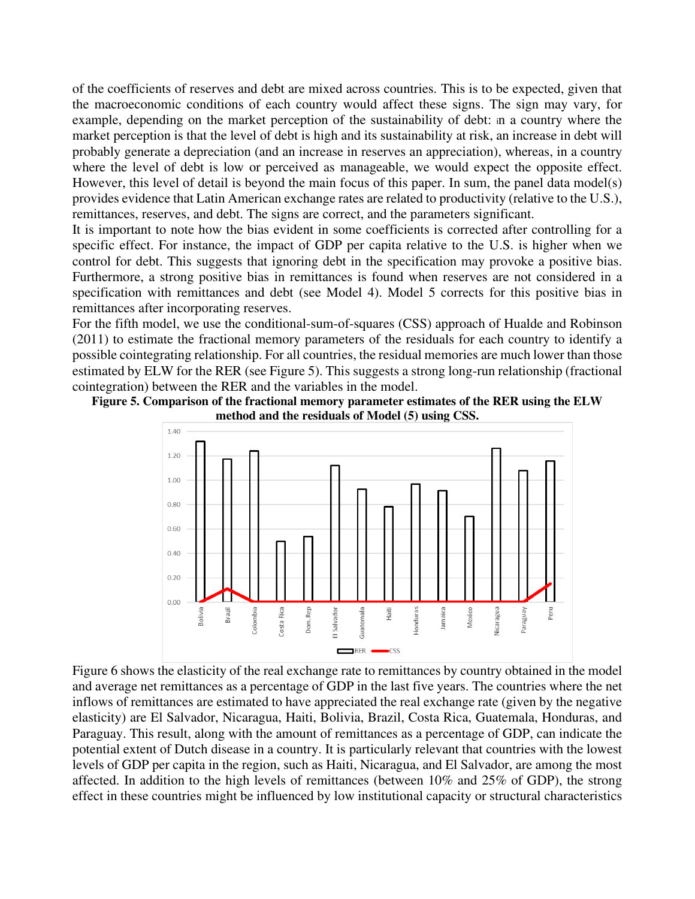of the coefficients of reserves and debt are mixed across countries. This is to be expected, given that the macroeconomic conditions of each country would affect these signs. The sign may vary, for example, depending on the market perception of the sustainability of debt: in a country where the market perception is that the level of debt is high and its sustainability at risk, an increase in debt will probably generate a depreciation (and an increase in reserves an appreciation), whereas, in a country where the level of debt is low or perceived as manageable, we would expect the opposite effect. However, this level of detail is beyond the main focus of this paper. In sum, the panel data model(s) provides evidence that Latin American exchange rates are related to productivity (relative to the U.S.), remittances, reserves, and debt. The signs are correct, and the parameters significant.

It is important to note how the bias evident in some coefficients is corrected after controlling for a specific effect. For instance, the impact of GDP per capita relative to the U.S. is higher when we control for debt. This suggests that ignoring debt in the specification may provoke a positive bias. Furthermore, a strong positive bias in remittances is found when reserves are not considered in a specification with remittances and debt (see Model 4). Model 5 corrects for this positive bias in remittances after incorporating reserves.

For the fifth model, we use the conditional-sum-of-squares (CSS) approach of Hualde and Robinson (2011) to estimate the fractional memory parameters of the residuals for each country to identify a possible cointegrating relationship. For all countries, the residual memories are much lower than those estimated by ELW for the RER (see Figure 5). This suggests a strong long-run relationship (fractional cointegration) between the RER and the variables in the model.

**Figure 5. Comparison of the fractional memory parameter estimates of the RER using the ELW method and the residuals of Model (5) using CSS.**

Figure 6 shows the elasticity of the real exchange rate to remittances by country obtained in the model and average net remittances as a percentage of GDP in the last five years. The countries where the net inflows of remittances are estimated to have appreciated the real exchange rate (given by the negative elasticity) are El Salvador, Nicaragua, Haiti, Bolivia, Brazil, Costa Rica, Guatemala, Honduras, and Paraguay. This result, along with the amount of remittances as a percentage of GDP, can indicate the potential extent of Dutch disease in a country. It is particularly relevant that countries with the lowest levels of GDP per capita in the region, such as Haiti, Nicaragua, and El Salvador, are among the most affected. In addition to the high levels of remittances (between 10% and 25% of GDP), the strong effect in these countries might be influenced by low institutional capacity or structural characteristics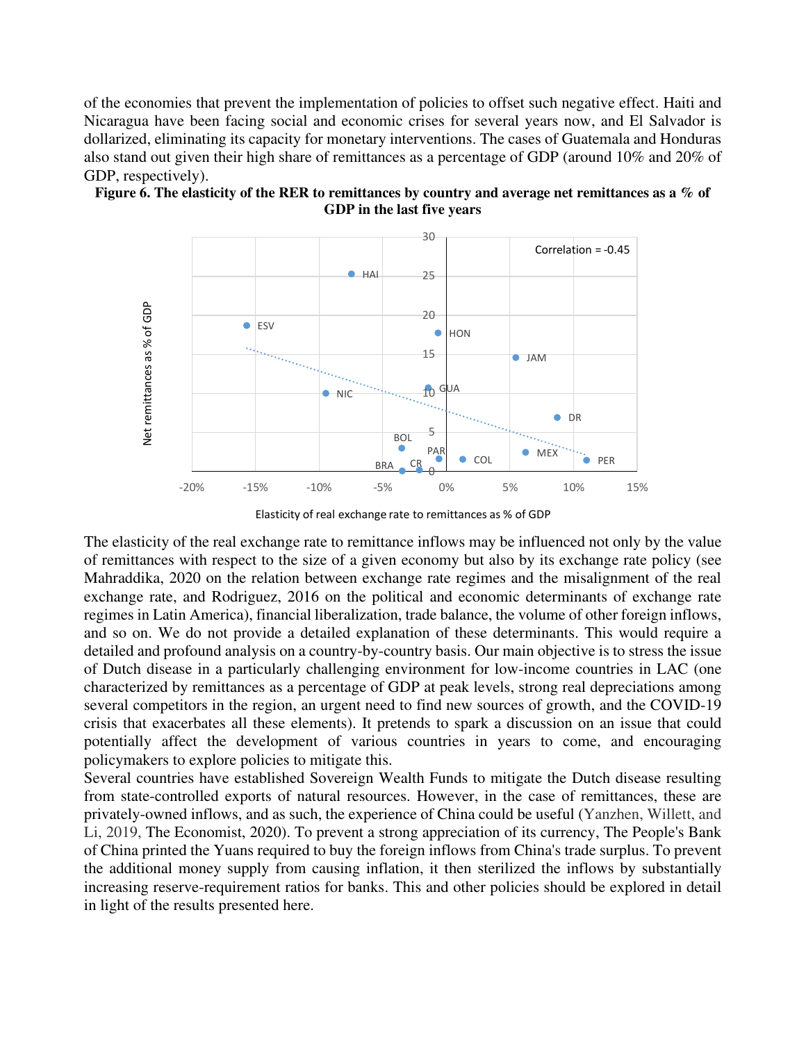of the economies that prevent the implementation of policies to offset such negative effect. Haiti and Nicaragua have been facing social and economic crises for several years now, and El Salvador is dollarized, eliminating its capacity for monetary interventions. The cases of Guatemala and Honduras also stand out given their high share of remittances as a percentage of GDP (around 10% and 20% of GDP, respectively).

**Figure 6. The elasticity of the RER to remittances by country and average net remittances as a % of GDP in the last five years**

The elasticity of the real exchange rate to remittance inflows may be influenced not only by the value of remittances with respect to the size of a given economy but also by its exchange rate policy (see Mahraddika, 2020 on the relation between exchange rate regimes and the misalignment of the real exchange rate, and Rodriguez, 2016 on the political and economic determinants of exchange rate regimes in Latin America), financial liberalization, trade balance, the volume of other foreign inflows, and so on. We do not provide a detailed explanation of these determinants. This would require a detailed and profound analysis on a country-by-country basis. Our main objective is to stress the issue of Dutch disease in a particularly challenging environment for low-income countries in LAC (one characterized by remittances as a percentage of GDP at peak levels, strong real depreciations among several competitors in the region, an urgent need to find new sources of growth, and the COVID-19 crisis that exacerbates all these elements). It pretends to spark a discussion on an issue that could potentially affect the development of various countries in years to come, and encouraging policymakers to explore policies to mitigate this.

Several countries have established Sovereign Wealth Funds to mitigate the Dutch disease resulting from state-controlled exports of natural resources. However, in the case of remittances, these are privately-owned inflows, and as such, the experience of China could be useful (Yanzhen, Willett, and Li, 2019, The Economist, 2020). To prevent a strong appreciation of its currency, The People's Bank of China printed the Yuans required to buy the foreign inflows from China's trade surplus. To prevent the additional money supply from causing inflation, it then sterilized the inflows by substantially increasing reserve-requirement ratios for banks. This and other policies should be explored in detail in light of the results presented here.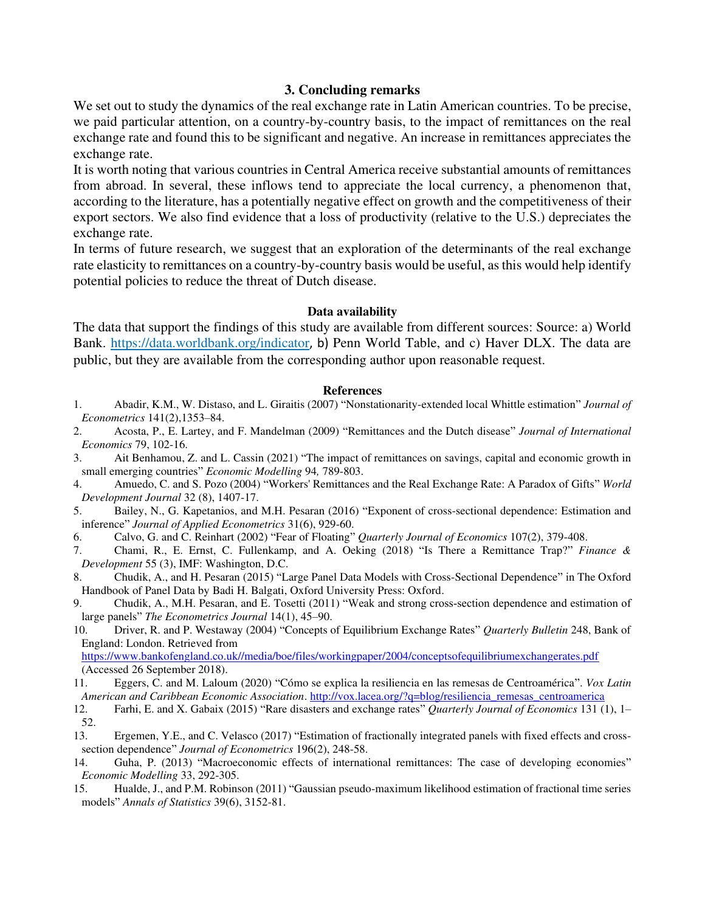## 3. Concluding remarks

We set out to study the dynamics of the real exchange rate in Latin American countries. To be precise, we paid particular attention, on a country-by-country basis, to the impact of remittances on the real exchange rate and found this to be significant and negative. An increase in remittances appreciates the exchange rate.

It is worth noting that various countries in Central America receive substantial amounts of remittances from abroad. In several, these inflows tend to appreciate the local currency, a phenomenon that, according to the literature, has a potentially negative effect on growth and the competitiveness of their export sectors. We also find evidence that a loss of productivity (relative to the U.S.) depreciates the exchange rate.

In terms of future research, we suggest that an exploration of the determinants of the real exchange rate elasticity to remittances on a country-by-country basis would be useful, as this would help identify potential policies to reduce the threat of Dutch disease.

### Data availability

The data that support the findings of this study are available from different sources: Source: a) World Bank. https://data.worldbank.org/indicator, b) Penn World Table, and c) Haver DLX. The data are public, but they are available from the corresponding author upon reasonable request.

### References

1. Abadir, K.M., W. Distaso, and L. Giraitis (2007) "Nonstationarity-extended local Whittle estimation" *Journal of Econometrics* 141(2),1353–84.
2. Acosta, P., E. Lartey, and F. Mandelman (2009) "Remittances and the Dutch disease" *Journal of International Economics* 79, 102-16.
3. Ait Benhamou, Z. and L. Cassin (2021) "The impact of remittances on savings, capital and economic growth in small emerging countries" *Economic Modelling* 94, 789-803.
4. Amuedo, C. and S. Pozo (2004) "Workers' Remittances and the Real Exchange Rate: A Paradox of Gifts" *World Development Journal* 32 (8), 1407-17.
5. Bailey, N., G. Kapetanios, and M.H. Pesaran (2016) "Exponent of cross-sectional dependence: Estimation and inference" *Journal of Applied Econometrics* 31(6), 929-60.
6. Calvo, G. and C. Reinhart (2002) "Fear of Floating" *Quarterly Journal of Economics* 107(2), 379-408.
7. Chami, R., E. Ernst, C. Fullenkamp, and A. Oeking (2018) "Is There a Remittance Trap?" *Finance & Development* 55 (3), IMF: Washington, D.C.
8. Chudik, A., and H. Pesaran (2015) "Large Panel Data Models with Cross-Sectional Dependence" in The Oxford Handbook of Panel Data by Badi H. Balgati, Oxford University Press: Oxford.
9. Chudik, A., M.H. Pesaran, and E. Tosetti (2011) "Weak and strong cross-section dependence and estimation of large panels" *The Econometrics Journal* 14(1), 45–90.
10. Driver, R. and P. Westaway (2004) "Concepts of Equilibrium Exchange Rates" *Quarterly Bulletin* 248, Bank of England: London. Retrieved from https://www.bankofengland.co.uk//media/boe/files/workingpaper/2004/conceptsofequilibriumexchangerates.pdf (Accessed 26 September 2018).
11. Eggers, C. and M. Laloum (2020) "Cómo se explica la resiliencia en las remesas de Centroamérica". *Vox Latin American and Caribbean Economic Association*. http://vox.lacea.org/?q=blog/resiliencia_remesas_centroamerica
12. Farhi, E. and X. Gabaix (2015) "Rare disasters and exchange rates" *Quarterly Journal of Economics* 131 (1), 1–52.
13. Ergemen, Y.E., and C. Velasco (2017) "Estimation of fractionally integrated panels with fixed effects and cross-section dependence" *Journal of Econometrics* 196(2), 248-58.
14. Guha, P. (2013) "Macroeconomic effects of international remittances: The case of developing economies" *Economic Modelling* 33, 292-305.
15. Hualde, J., and P.M. Robinson (2011) "Gaussian pseudo-maximum likelihood estimation of fractional time series models" *Annals of Statistics* 39(6), 3152-81.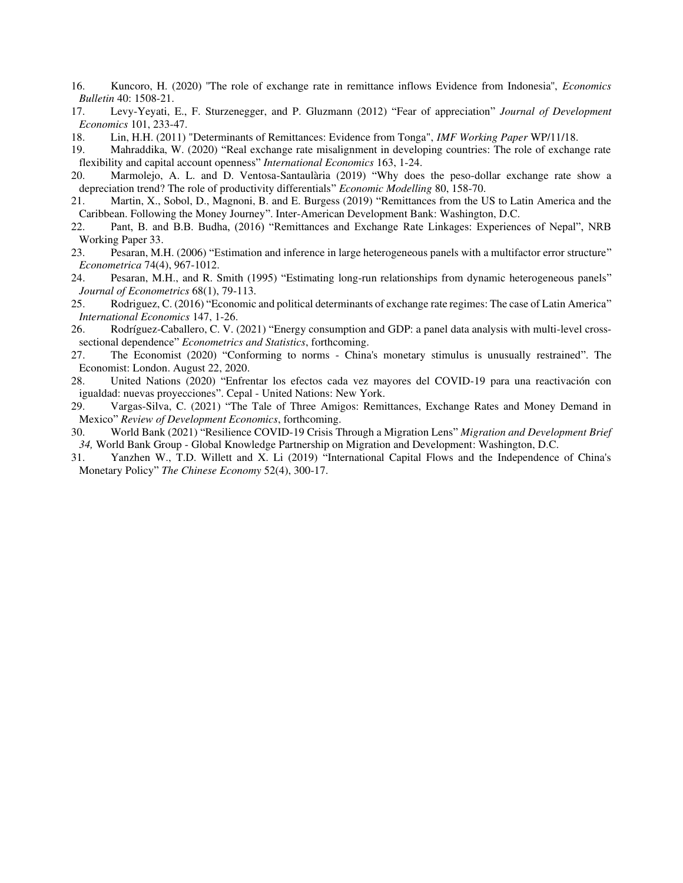16. Kuncoro, H. (2020) "The role of exchange rate in remittance inflows Evidence from Indonesia", *Economics Bulletin* 40: 1508-21.
17. Levy-Yeyati, E., F. Sturzenegger, and P. Gluzmann (2012) "Fear of appreciation" *Journal of Development Economics* 101, 233-47.
18. Lin, H.H. (2011) "Determinants of Remittances: Evidence from Tonga", *IMF Working Paper* WP/11/18.
19. Mahraddika, W. (2020) "Real exchange rate misalignment in developing countries: The role of exchange rate flexibility and capital account openness" *International Economics* 163, 1-24.
20. Marmolejo, A. L. and D. Ventosa-Santaulària (2019) "Why does the peso-dollar exchange rate show a depreciation trend? The role of productivity differentials" *Economic Modelling* 80, 158-70.
21. Martin, X., Sobol, D., Magnoni, B. and E. Burgess (2019) "Remittances from the US to Latin America and the Caribbean. Following the Money Journey". Inter-American Development Bank: Washington, D.C.
22. Pant, B. and B.B. Budha, (2016) "Remittances and Exchange Rate Linkages: Experiences of Nepal", NRB Working Paper 33.
23. Pesaran, M.H. (2006) "Estimation and inference in large heterogeneous panels with a multifactor error structure" *Econometrica* 74(4), 967-1012.
24. Pesaran, M.H., and R. Smith (1995) "Estimating long-run relationships from dynamic heterogeneous panels" *Journal of Econometrics* 68(1), 79-113.
25. Rodriguez, C. (2016) "Economic and political determinants of exchange rate regimes: The case of Latin America" *International Economics* 147, 1-26.
26. Rodríguez-Caballero, C. V. (2021) "Energy consumption and GDP: a panel data analysis with multi-level cross-sectional dependence" *Econometrics and Statistics*, forthcoming.
27. The Economist (2020) "Conforming to norms - China's monetary stimulus is unusually restrained". The Economist: London. August 22, 2020.
28. United Nations (2020) "Enfrentar los efectos cada vez mayores del COVID-19 para una reactivación con igualdad: nuevas proyecciones". Cepal - United Nations: New York.
29. Vargas-Silva, C. (2021) "The Tale of Three Amigos: Remittances, Exchange Rates and Money Demand in Mexico" *Review of Development Economics*, forthcoming.
30. World Bank (2021) "Resilience COVID-19 Crisis Through a Migration Lens" *Migration and Development Brief 34,* World Bank Group - Global Knowledge Partnership on Migration and Development: Washington, D.C.
31. Yanzhen W., T.D. Willett and X. Li (2019) "International Capital Flows and the Independence of China's Monetary Policy" *The Chinese Economy* 52(4), 300-17.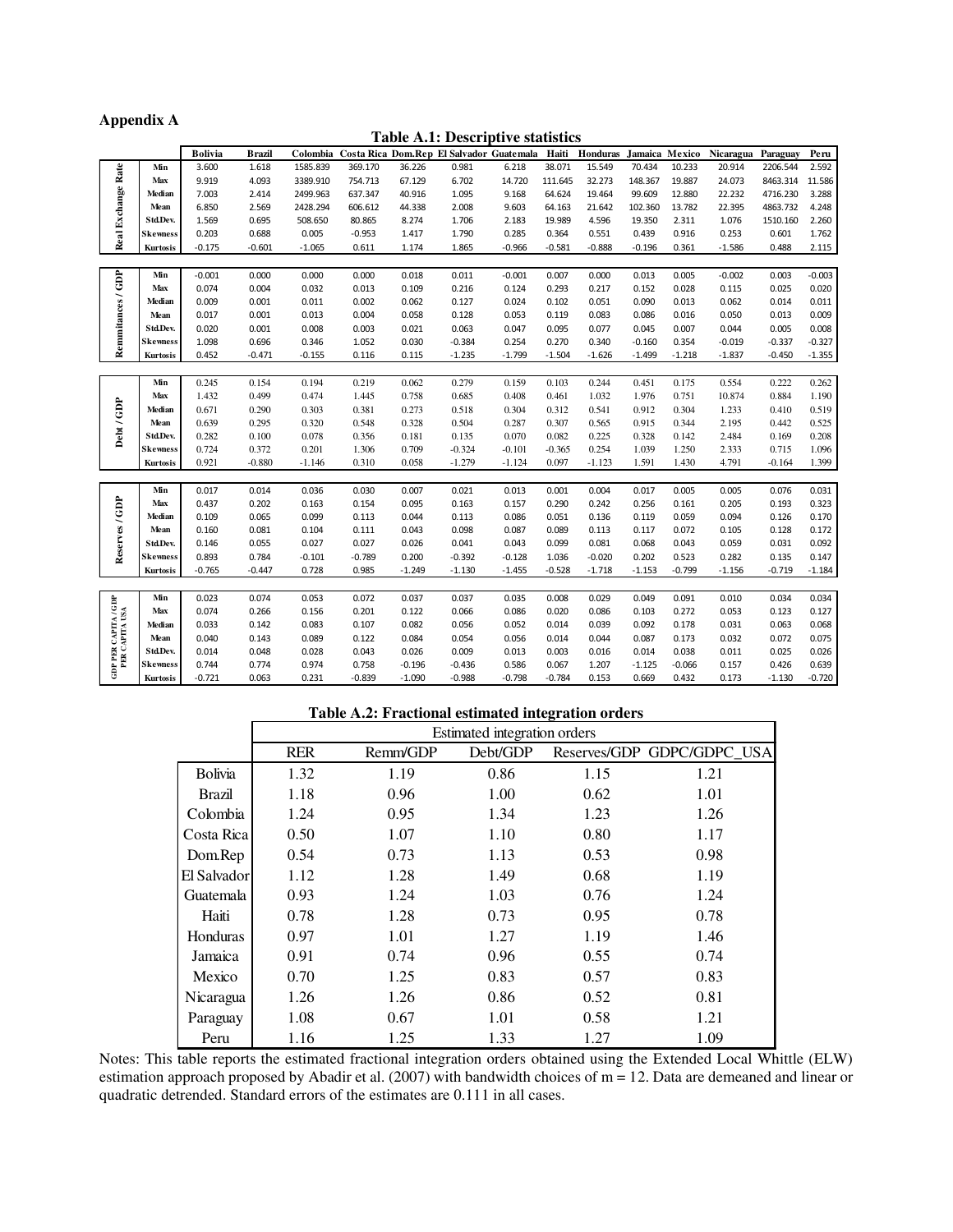# Appendix A

**Table A.1: Descriptive statistics**

| | | Bolivia | Brazil | Colombia | Costa Rica | Dom.Rep | El Salvador | Guatemala | Haiti | Honduras | Jamaica | Mexico | Nicaragua | Paraguay | Peru |
|---|---|---|---|---|---|---|---|---|---|---|---|---|---|---|---|
| **Real Exchange Rate** | Min | 3.600 | 1.618 | 1585.839 | 369.170 | 36.226 | 0.981 | 6.218 | 38.071 | 15.549 | 70.434 | 10.233 | 20.914 | 2206.544 | 2.592 |
| | Max | 9.919 | 4.093 | 3389.910 | 754.713 | 67.129 | 6.702 | 14.720 | 111.645 | 32.273 | 148.367 | 19.887 | 24.073 | 8463.314 | 11.586 |
| | Median | 7.003 | 2.414 | 2499.963 | 637.347 | 40.916 | 1.095 | 9.168 | 64.624 | 19.464 | 99.609 | 12.880 | 22.232 | 4716.230 | 3.288 |
| | Mean | 6.850 | 2.569 | 2428.294 | 606.612 | 44.338 | 2.008 | 9.603 | 64.163 | 21.642 | 102.360 | 13.782 | 22.395 | 4863.732 | 4.248 |
| | Std.Dev. | 1.569 | 0.695 | 508.650 | 80.865 | 8.274 | 1.706 | 2.183 | 19.989 | 4.596 | 19.350 | 2.311 | 1.076 | 1510.160 | 2.260 |
| | Skewness | 0.203 | 0.688 | 0.005 | -0.953 | 1.417 | 1.790 | 0.285 | 0.364 | 0.551 | 0.439 | 0.916 | 0.253 | 0.601 | 1.762 |
| | Kurtosis | -0.175 | -0.601 | -1.065 | 0.611 | 1.174 | 1.865 | -0.966 | -0.581 | -0.888 | -0.196 | 0.361 | -1.586 | 0.488 | 2.115 |
| **Remmitances / GDP** | Min | -0.001 | 0.000 | 0.000 | 0.000 | 0.018 | 0.011 | -0.001 | 0.007 | 0.000 | 0.013 | 0.005 | -0.002 | 0.003 | -0.003 |
| | Max | 0.074 | 0.004 | 0.032 | 0.013 | 0.109 | 0.216 | 0.124 | 0.293 | 0.217 | 0.152 | 0.028 | 0.115 | 0.025 | 0.020 |
| | Median | 0.009 | 0.001 | 0.011 | 0.002 | 0.062 | 0.127 | 0.024 | 0.102 | 0.051 | 0.090 | 0.013 | 0.062 | 0.014 | 0.011 |
| | Mean | 0.017 | 0.001 | 0.013 | 0.004 | 0.058 | 0.128 | 0.053 | 0.119 | 0.083 | 0.086 | 0.016 | 0.050 | 0.013 | 0.009 |
| | Std.Dev. | 0.020 | 0.001 | 0.008 | 0.003 | 0.021 | 0.063 | 0.047 | 0.095 | 0.077 | 0.045 | 0.007 | 0.044 | 0.005 | 0.008 |
| | Skewness | 1.098 | 0.696 | 0.346 | 1.052 | 0.030 | -0.384 | 0.254 | 0.270 | 0.340 | -0.160 | 0.354 | -0.019 | -0.337 | -0.327 |
| | Kurtosis | 0.452 | -0.471 | -0.155 | 0.116 | 0.115 | -1.235 | -1.799 | -1.504 | -1.626 | -1.499 | -1.218 | -1.837 | -0.450 | -1.355 |
| **Debt / GDP** | Min | 0.245 | 0.154 | 0.194 | 0.219 | 0.062 | 0.279 | 0.159 | 0.103 | 0.244 | 0.451 | 0.175 | 0.554 | 0.222 | 0.262 |
| | Max | 1.432 | 0.499 | 0.474 | 1.445 | 0.758 | 0.685 | 0.408 | 0.461 | 1.032 | 1.976 | 0.751 | 10.874 | 0.884 | 1.190 |
| | Median | 0.671 | 0.290 | 0.303 | 0.381 | 0.273 | 0.518 | 0.304 | 0.312 | 0.541 | 0.912 | 0.304 | 1.233 | 0.410 | 0.519 |
| | Mean | 0.639 | 0.295 | 0.320 | 0.548 | 0.328 | 0.504 | 0.287 | 0.307 | 0.565 | 0.915 | 0.344 | 2.195 | 0.442 | 0.525 |
| | Std.Dev. | 0.282 | 0.100 | 0.078 | 0.356 | 0.181 | 0.135 | 0.070 | 0.082 | 0.225 | 0.328 | 0.142 | 2.484 | 0.169 | 0.208 |
| | Skewness | 0.724 | 0.372 | 0.201 | 1.306 | 0.709 | -0.324 | -0.101 | -0.365 | 0.254 | 1.039 | 1.250 | 2.333 | 0.715 | 1.096 |
| | Kurtosis | 0.921 | -0.880 | -1.146 | 0.310 | 0.058 | -1.279 | -1.124 | 0.097 | -1.123 | 1.591 | 1.430 | 4.791 | -0.164 | 1.399 |
| **Reserves / GDP** | Min | 0.017 | 0.014 | 0.036 | 0.030 | 0.007 | 0.021 | 0.013 | 0.001 | 0.004 | 0.017 | 0.005 | 0.005 | 0.076 | 0.031 |
| | Max | 0.437 | 0.202 | 0.163 | 0.154 | 0.095 | 0.163 | 0.157 | 0.290 | 0.242 | 0.256 | 0.161 | 0.205 | 0.193 | 0.323 |
| | Median | 0.109 | 0.065 | 0.099 | 0.113 | 0.044 | 0.113 | 0.086 | 0.051 | 0.136 | 0.119 | 0.059 | 0.094 | 0.126 | 0.170 |
| | Mean | 0.160 | 0.081 | 0.104 | 0.111 | 0.043 | 0.098 | 0.087 | 0.089 | 0.113 | 0.117 | 0.072 | 0.105 | 0.128 | 0.172 |
| | Std.Dev. | 0.146 | 0.055 | 0.027 | 0.027 | 0.026 | 0.041 | 0.043 | 0.099 | 0.081 | 0.068 | 0.043 | 0.059 | 0.031 | 0.092 |
| | Skewness | 0.893 | 0.784 | -0.101 | -0.789 | 0.200 | -0.392 | -0.128 | 1.036 | -0.020 | 0.202 | 0.523 | 0.282 | 0.135 | 0.147 |
| | Kurtosis | -0.765 | -0.447 | 0.728 | 0.985 | -1.249 | -1.130 | -1.455 | -0.528 | -1.718 | -1.153 | -0.799 | -1.156 | -0.719 | -1.184 |
| **GDP PER CAPITA / GDP PER CAPITA USA** | Min | 0.023 | 0.074 | 0.053 | 0.072 | 0.037 | 0.037 | 0.035 | 0.008 | 0.029 | 0.049 | 0.091 | 0.010 | 0.034 | 0.034 |
| | Max | 0.074 | 0.266 | 0.156 | 0.201 | 0.122 | 0.066 | 0.086 | 0.020 | 0.086 | 0.103 | 0.272 | 0.053 | 0.123 | 0.127 |
| | Median | 0.033 | 0.142 | 0.083 | 0.107 | 0.082 | 0.056 | 0.052 | 0.014 | 0.039 | 0.092 | 0.178 | 0.031 | 0.063 | 0.068 |
| | Mean | 0.040 | 0.143 | 0.089 | 0.122 | 0.084 | 0.054 | 0.056 | 0.014 | 0.044 | 0.087 | 0.173 | 0.032 | 0.072 | 0.075 |
| | Std.Dev. | 0.014 | 0.048 | 0.028 | 0.043 | 0.026 | 0.009 | 0.013 | 0.003 | 0.016 | 0.014 | 0.038 | 0.011 | 0.025 | 0.026 |
| | Skewness | 0.744 | 0.774 | 0.974 | 0.758 | -0.196 | -0.436 | 0.586 | 0.067 | 1.207 | -1.125 | -0.066 | 0.157 | 0.426 | 0.639 |
| | Kurtosis | -0.721 | 0.063 | 0.231 | -0.839 | -1.090 | -0.988 | -0.798 | -0.784 | 0.153 | 0.669 | 0.432 | 0.173 | -1.130 | -0.720 |

**Table A.2: Fractional estimated integration orders**

| | Estimated integration orders | | | | |
|---|---|---|---|---|---|
| | RER | Remm/GDP | Debt/GDP | Reserves/GDP | GDPC/GDPC_USA |
| Bolivia | 1.32 | 1.19 | 0.86 | 1.15 | 1.21 |
| Brazil | 1.18 | 0.96 | 1.00 | 0.62 | 1.01 |
| Colombia | 1.24 | 0.95 | 1.34 | 1.23 | 1.26 |
| Costa Rica | 0.50 | 1.07 | 1.10 | 0.80 | 1.17 |
| Dom.Rep | 0.54 | 0.73 | 1.13 | 0.53 | 0.98 |
| El Salvador | 1.12 | 1.28 | 1.49 | 0.68 | 1.19 |
| Guatemala | 0.93 | 1.24 | 1.03 | 0.76 | 1.24 |
| Haiti | 0.78 | 1.28 | 0.73 | 0.95 | 0.78 |
| Honduras | 0.97 | 1.01 | 1.27 | 1.19 | 1.46 |
| Jamaica | 0.91 | 0.74 | 0.96 | 0.55 | 0.74 |
| Mexico | 0.70 | 1.25 | 0.83 | 0.57 | 0.83 |
| Nicaragua | 1.26 | 1.26 | 0.86 | 0.52 | 0.81 |
| Paraguay | 1.08 | 0.67 | 1.01 | 0.58 | 1.21 |
| Peru | 1.16 | 1.25 | 1.33 | 1.27 | 1.09 |

Notes: This table reports the estimated fractional integration orders obtained using the Extended Local Whittle (ELW) estimation approach proposed by Abadir et al. (2007) with bandwidth choices of m = 12. Data are demeaned and linear or quadratic detrended. Standard errors of the estimates are 0.111 in all cases.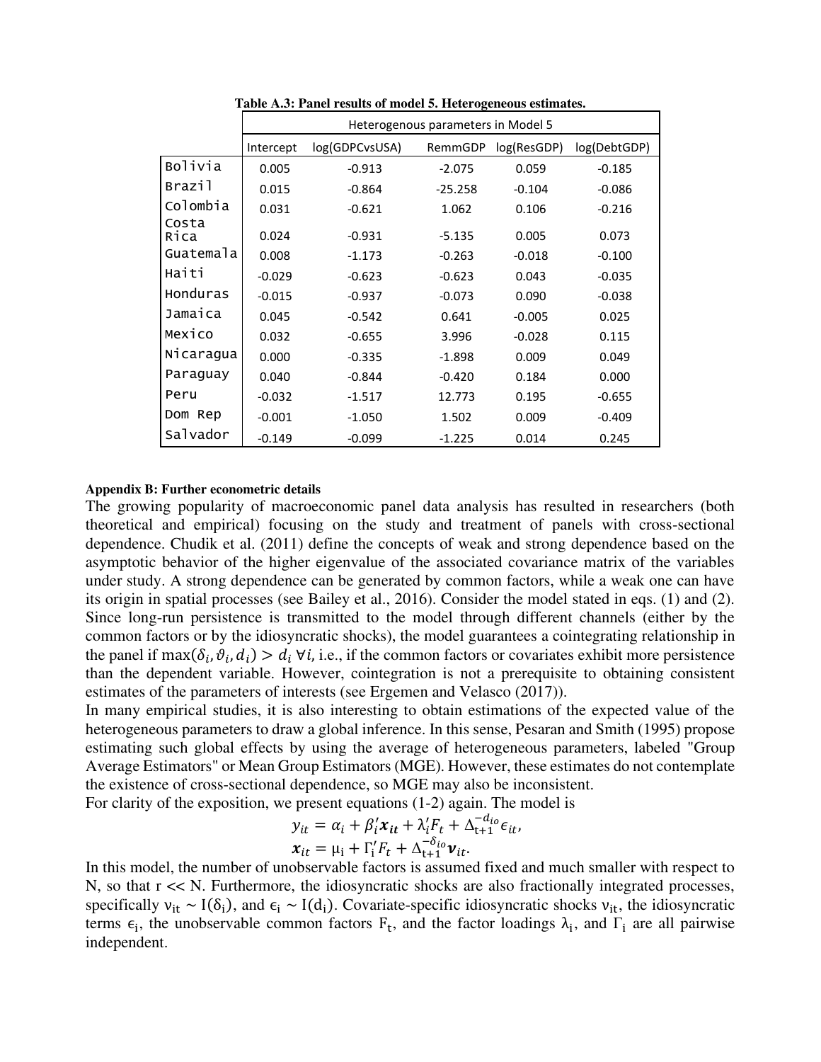**Table A.3: Panel results of model 5. Heterogeneous estimates.**

| | Heterogenous parameters in Model 5 | | | | |
|---|---|---|---|---|---|
| | Intercept | log(GDPCvsUSA) | RemmGDP | log(ResGDP) | log(DebtGDP) |
| Bolivia | 0.005 | -0.913 | -2.075 | 0.059 | -0.185 |
| Brazil | 0.015 | -0.864 | -25.258 | -0.104 | -0.086 |
| Colombia | 0.031 | -0.621 | 1.062 | 0.106 | -0.216 |
| Costa Rica | 0.024 | -0.931 | -5.135 | 0.005 | 0.073 |
| Guatemala | 0.008 | -1.173 | -0.263 | -0.018 | -0.100 |
| Haiti | -0.029 | -0.623 | -0.623 | 0.043 | -0.035 |
| Honduras | -0.015 | -0.937 | -0.073 | 0.090 | -0.038 |
| Jamaica | 0.045 | -0.542 | 0.641 | -0.005 | 0.025 |
| Mexico | 0.032 | -0.655 | 3.996 | -0.028 | 0.115 |
| Nicaragua | 0.000 | -0.335 | -1.898 | 0.009 | 0.049 |
| Paraguay | 0.040 | -0.844 | -0.420 | 0.184 | 0.000 |
| Peru | -0.032 | -1.517 | 12.773 | 0.195 | -0.655 |
| Dom Rep | -0.001 | -1.050 | 1.502 | 0.009 | -0.409 |
| Salvador | -0.149 | -0.099 | -1.225 | 0.014 | 0.245 |

**Appendix B: Further econometric details**

The growing popularity of macroeconomic panel data analysis has resulted in researchers (both theoretical and empirical) focusing on the study and treatment of panels with cross-sectional dependence. Chudik et al. (2011) define the concepts of weak and strong dependence based on the asymptotic behavior of the higher eigenvalue of the associated covariance matrix of the variables under study. A strong dependence can be generated by common factors, while a weak one can have its origin in spatial processes (see Bailey et al., 2016). Consider the model stated in eqs. (1) and (2). Since long-run persistence is transmitted to the model through different channels (either by the common factors or by the idiosyncratic shocks), the model guarantees a cointegrating relationship in the panel if $\max(\delta_i, \vartheta_i, d_i) > d_i \; \forall i$, i.e., if the common factors or covariates exhibit more persistence than the dependent variable. However, cointegration is not a prerequisite to obtaining consistent estimates of the parameters of interests (see Ergemen and Velasco (2017)).

In many empirical studies, it is also interesting to obtain estimations of the expected value of the heterogeneous parameters to draw a global inference. In this sense, Pesaran and Smith (1995) propose estimating such global effects by using the average of heterogeneous parameters, labeled "Group Average Estimators" or Mean Group Estimators (MGE). However, these estimates do not contemplate the existence of cross-sectional dependence, so MGE may also be inconsistent.

For clarity of the exposition, we present equations (1-2) again. The model is

$$y_{it} = \alpha_i + \beta_i' \boldsymbol{x_{it}} + \lambda_i' F_t + \Delta_{t+1}^{-d_{io}} \epsilon_{it},$$

$$\boldsymbol{x_{it}} = \mu_i + \Gamma_i' F_t + \Delta_{t+1}^{-\delta_{io}} \boldsymbol{\nu}_{it}.$$

In this model, the number of unobservable factors is assumed fixed and much smaller with respect to N, so that r << N. Furthermore, the idiosyncratic shocks are also fractionally integrated processes, specifically $\nu_{it} \sim I(\delta_i)$, and $\epsilon_i \sim I(d_i)$. Covariate-specific idiosyncratic shocks $\nu_{it}$, the idiosyncratic terms $\epsilon_i$, the unobservable common factors $F_t$, and the factor loadings $\lambda_i$, and $\Gamma_i$ are all pairwise independent.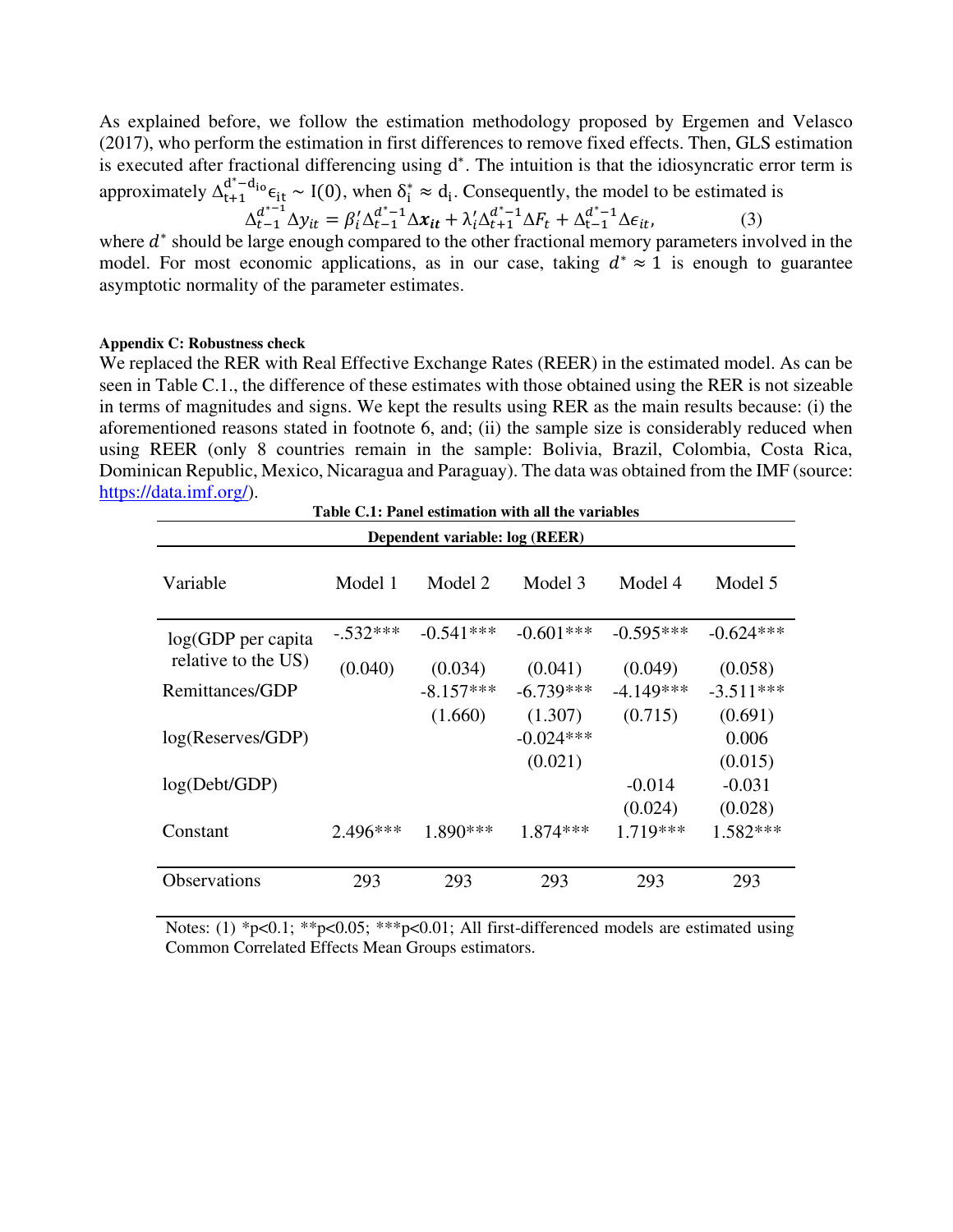As explained before, we follow the estimation methodology proposed by Ergemen and Velasco (2017), who perform the estimation in first differences to remove fixed effects. Then, GLS estimation is executed after fractional differencing using $d^*$. The intuition is that the idiosyncratic error term is approximately $\Delta_{t+1}^{d^*-d_{io}}\epsilon_{it} \sim I(0)$, when $\delta_i^* \approx d_i$. Consequently, the model to be estimated is

$$\Delta_{t-1}^{d^*-1}\Delta y_{it} = \beta_i'\Delta_{t-1}^{d^*-1}\Delta \boldsymbol{x_{it}} + \lambda_i'\Delta_{t+1}^{d^*-1}\Delta F_t + \Delta_{t-1}^{d^*-1}\Delta\epsilon_{it}, \qquad (3)$$

where $d^*$ should be large enough compared to the other fractional memory parameters involved in the model. For most economic applications, as in our case, taking $d^* \approx 1$ is enough to guarantee asymptotic normality of the parameter estimates.

#### Appendix C: Robustness check

We replaced the RER with Real Effective Exchange Rates (REER) in the estimated model. As can be seen in Table C.1., the difference of these estimates with those obtained using the RER is not sizeable in terms of magnitudes and signs. We kept the results using RER as the main results because: (i) the aforementioned reasons stated in footnote 6, and; (ii) the sample size is considerably reduced when using REER (only 8 countries remain in the sample: Bolivia, Brazil, Colombia, Costa Rica, Dominican Republic, Mexico, Nicaragua and Paraguay). The data was obtained from the IMF (source: https://data.imf.org/).

**Table C.1: Panel estimation with all the variables**

| Dependent variable: log (REER) | | | | | |
|---|---|---|---|---|---|
| Variable | Model 1 | Model 2 | Model 3 | Model 4 | Model 5 |
| log(GDP per capita relative to the US) | -.532*** | -0.541*** | -0.601*** | -0.595*** | -0.624*** |
| | (0.040) | (0.034) | (0.041) | (0.049) | (0.058) |
| Remittances/GDP | | -8.157*** | -6.739*** | -4.149*** | -3.511*** |
| | | (1.660) | (1.307) | (0.715) | (0.691) |
| log(Reserves/GDP) | | | -0.024*** | | 0.006 |
| | | | (0.021) | | (0.015) |
| log(Debt/GDP) | | | | -0.014 | -0.031 |
| | | | | (0.024) | (0.028) |
| Constant | 2.496*** | 1.890*** | 1.874*** | 1.719*** | 1.582*** |
| Observations | 293 | 293 | 293 | 293 | 293 |

Notes: (1) *p<0.1; **p<0.05; ***p<0.01; All first-differenced models are estimated using Common Correlated Effects Mean Groups estimators.